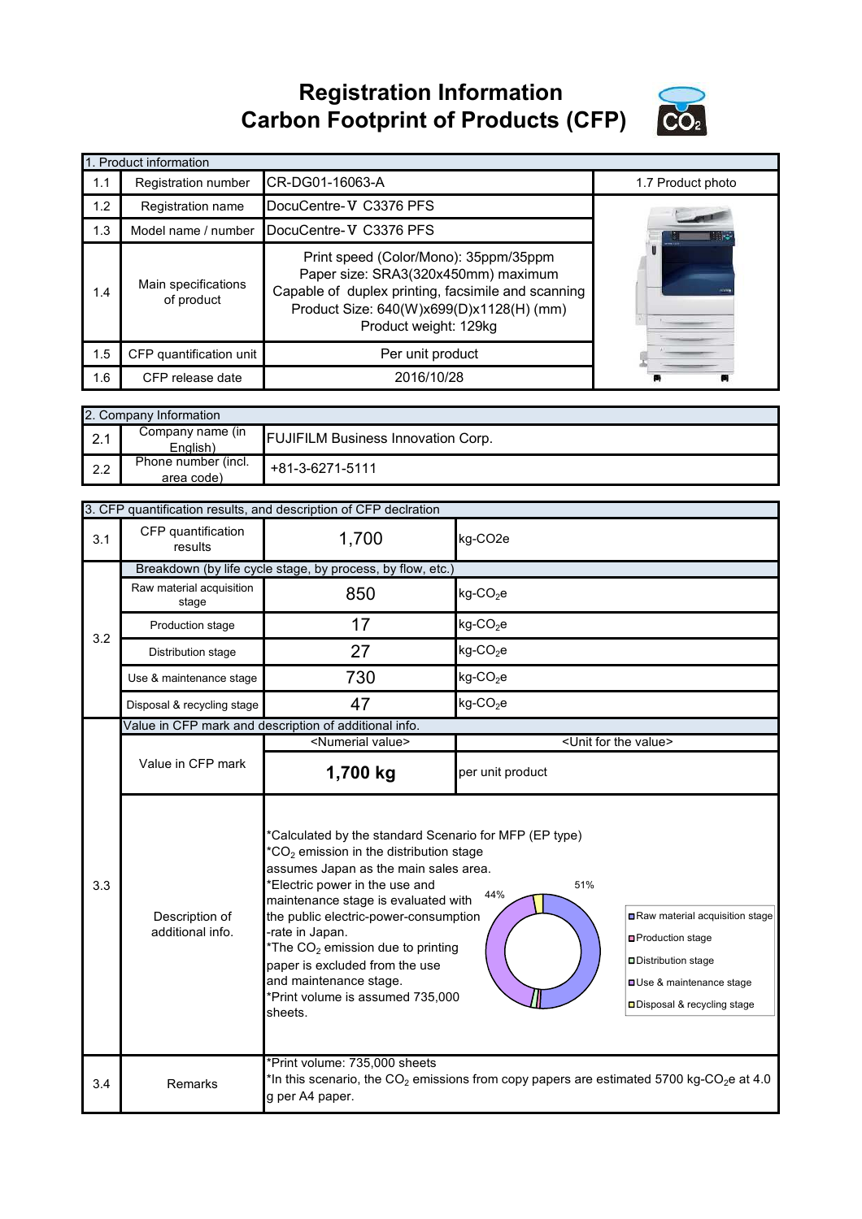# Registration Information
# Carbon Footprint of Products (CFP)

| 1. Product information | | | |
|---|---|---|---|
| 1.1 | Registration number | CR-DG01-16063-A | 1.7 Product photo |
| 1.2 | Registration name | DocuCentre-Ⅴ C3376 PFS | |
| 1.3 | Model name / number | DocuCentre-Ⅴ C3376 PFS | |
| 1.4 | Main specifications of product | Print speed (Color/Mono): 35ppm/35ppm<br>Paper size: SRA3(320x450mm) maximum<br>Capable of duplex printing, facsimile and scanning<br>Product Size: 640(W)x699(D)x1128(H) (mm)<br>Product weight: 129kg | |
| 1.5 | CFP quantification unit | Per unit product | |
| 1.6 | CFP release date | 2016/10/28 | |

| 2. Company Information | | |
|---|---|---|
| 2.1 | Company name (in English) | FUJIFILM Business Innovation Corp. |
| 2.2 | Phone number (incl. area code) | +81-3-6271-5111 |

| 3. CFP quantification results, and description of CFP declration | | | |
|---|---|---|---|
| 3.1 | CFP quantification results | 1,700 | kg-CO2e |
| 3.2 | Breakdown (by life cycle stage, by process, by flow, etc.) | | |
| | Raw material acquisition stage | 850 | kg-$CO_2$e |
| | Production stage | 17 | kg-$CO_2$e |
| | Distribution stage | 27 | kg-$CO_2$e |
| | Use & maintenance stage | 730 | kg-$CO_2$e |
| | Disposal & recycling stage | 47 | kg-$CO_2$e |
| 3.3 | Value in CFP mark and description of additional info. | | |
| | | <Numerial value> | <Unit for the value> |
| | Value in CFP mark | **1,700 kg** | per unit product |
| | Description of additional info. | *Calculated by the standard Scenario for MFP (EP type)<br>*$CO_2$ emission in the distribution stage assumes Japan as the main sales area.<br>*Electric power in the use and maintenance stage is evaluated with the public electric-power-consumption -rate in Japan.<br>*The $CO_2$ emission due to printing paper is excluded from the use and maintenance stage.<br>*Print volume is assumed 735,000 sheets.<br>[Chart: Raw material acquisition stage 51%, Use & maintenance stage 44%; legend: Raw material acquisition stage, Production stage, Distribution stage, Use & maintenance stage, Disposal & recycling stage] | |
| 3.4 | Remarks | *Print volume: 735,000 sheets<br>*In this scenario, the $CO_2$ emissions from copy papers are estimated 5700 kg-$CO_2$e at 4.0 g per A4 paper. | |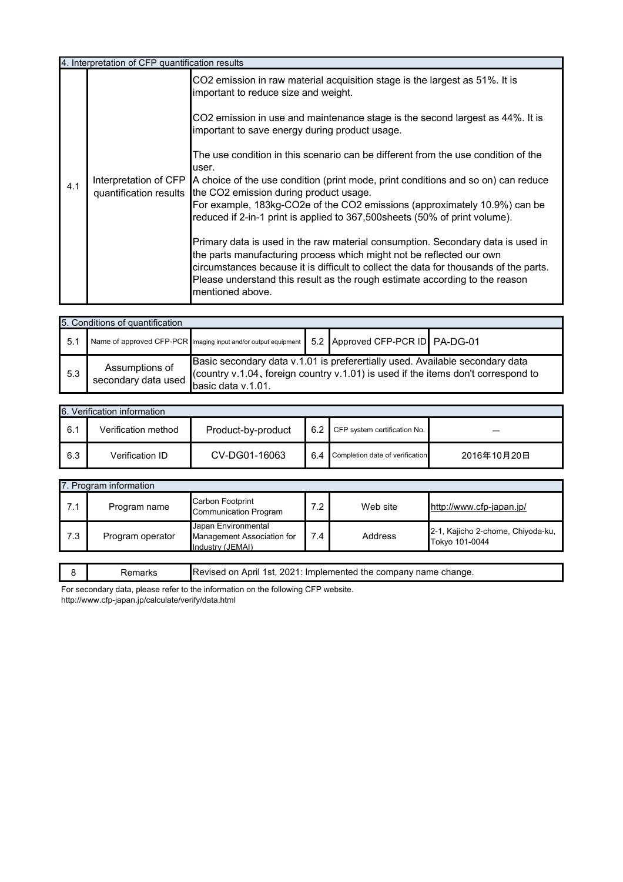## 4. Interpretation of CFP quantification results

| | | |
|---|---|---|
| 4.1 | Interpretation of CFP quantification results | $CO_2$ emission in raw material acquisition stage is the largest as 51%. It is important to reduce size and weight.<br><br>$CO_2$ emission in use and maintenance stage is the second largest as 44%. It is important to save energy during product usage.<br><br>The use condition in this scenario can be different from the use condition of the user.<br>A choice of the use condition (print mode, print conditions and so on) can reduce the $CO_2$ emission during product usage.<br>For example, 183kg-$CO_2e$ of the $CO_2$ emissions (approximately 10.9%) can be reduced if 2-in-1 print is applied to 367,500sheets (50% of print volume).<br><br>Primary data is used in the raw material consumption. Secondary data is used in the parts manufacturing process which might not be reflected our own circumstances because it is difficult to collect the data for thousands of the parts. Please understand this result as the rough estimate according to the reason mentioned above. |

## 5. Conditions of quantification

| | | | | | |
|---|---|---|---|---|---|
| 5.1 | Name of approved CFP-PCR | Imaging input and/or output equipment | 5.2 | Approved CFP-PCR ID | PA-DG-01 |
| 5.3 | Assumptions of secondary data used | Basic secondary data v.1.01 is preferertially used. Available secondary data (country v.1.04、foreign country v.1.01) is used if the items don't correspond to basic data v.1.01. | | | |

## 6. Verification information

| | | | | | |
|---|---|---|---|---|---|
| 6.1 | Verification method | Product-by-product | 6.2 | CFP system certification No. | — |
| 6.3 | Verification ID | CV-DG01-16063 | 6.4 | Completion date of verification | 2016年10月20日 |

## 7. Program information

| | | | | | |
|---|---|---|---|---|---|
| 7.1 | Program name | Carbon Footprint Communication Program | 7.2 | Web site | http://www.cfp-japan.jp/ |
| 7.3 | Program operator | Japan Environmental Management Association for Industry (JEMAI) | 7.4 | Address | 2-1, Kajicho 2-chome, Chiyoda-ku, Tokyo 101-0044 |

| | | |
|---|---|---|
| 8 | Remarks | Revised on April 1st, 2021: Implemented the company name change. |

For secondary data, please refer to the information on the following CFP website.
http://www.cfp-japan.jp/calculate/verify/data.html